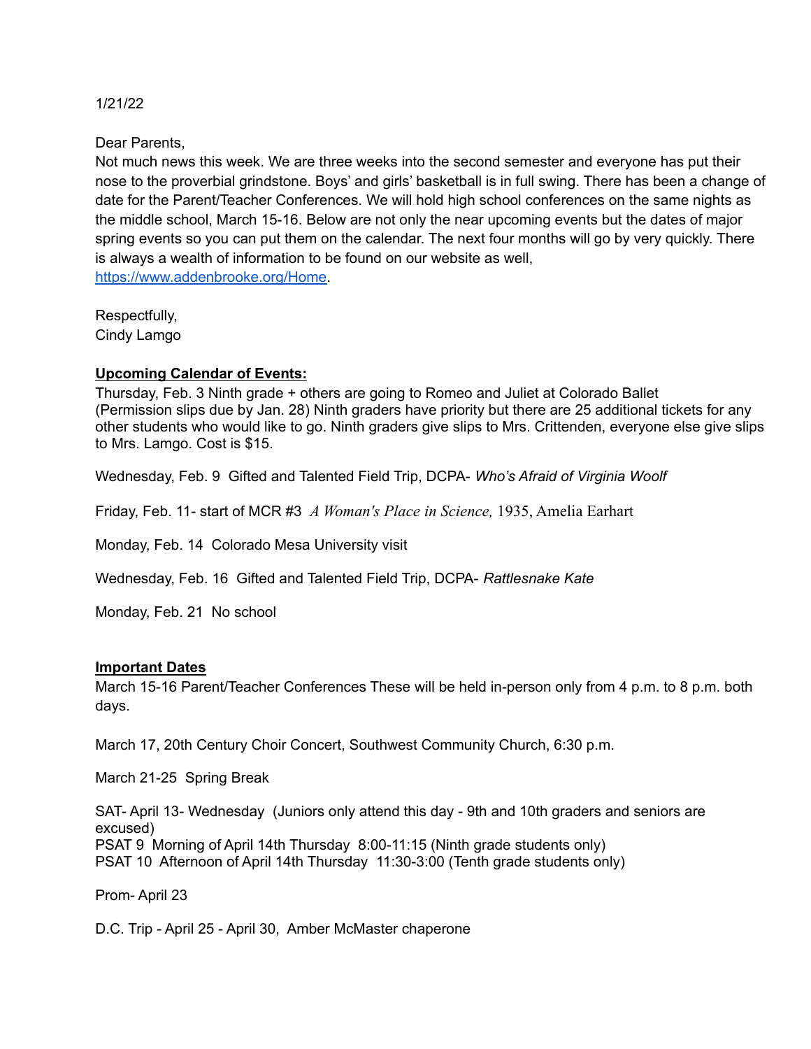1/21/22

Dear Parents,
Not much news this week. We are three weeks into the second semester and everyone has put their nose to the proverbial grindstone. Boys' and girls' basketball is in full swing. There has been a change of date for the Parent/Teacher Conferences. We will hold high school conferences on the same nights as the middle school, March 15-16. Below are not only the near upcoming events but the dates of major spring events so you can put them on the calendar. The next four months will go by very quickly. There is always a wealth of information to be found on our website as well, [https://www.addenbrooke.org/Home](https://www.addenbrooke.org/Home).

Respectfully,
Cindy Lamgo

**Upcoming Calendar of Events:**

Thursday, Feb. 3 Ninth grade + others are going to Romeo and Juliet at Colorado Ballet (Permission slips due by Jan. 28) Ninth graders have priority but there are 25 additional tickets for any other students who would like to go. Ninth graders give slips to Mrs. Crittenden, everyone else give slips to Mrs. Lamgo. Cost is $15.

Wednesday, Feb. 9 Gifted and Talented Field Trip, DCPA- *Who's Afraid of Virginia Woolf*

Friday, Feb. 11- start of MCR #3 *A Woman's Place in Science,* 1935, Amelia Earhart

Monday, Feb. 14 Colorado Mesa University visit

Wednesday, Feb. 16 Gifted and Talented Field Trip, DCPA- *Rattlesnake Kate*

Monday, Feb. 21 No school

**Important Dates**

March 15-16 Parent/Teacher Conferences These will be held in-person only from 4 p.m. to 8 p.m. both days.

March 17, 20th Century Choir Concert, Southwest Community Church, 6:30 p.m.

March 21-25 Spring Break

SAT- April 13- Wednesday (Juniors only attend this day - 9th and 10th graders and seniors are excused)
PSAT 9 Morning of April 14th Thursday 8:00-11:15 (Ninth grade students only)
PSAT 10 Afternoon of April 14th Thursday 11:30-3:00 (Tenth grade students only)

Prom- April 23

D.C. Trip - April 25 - April 30, Amber McMaster chaperone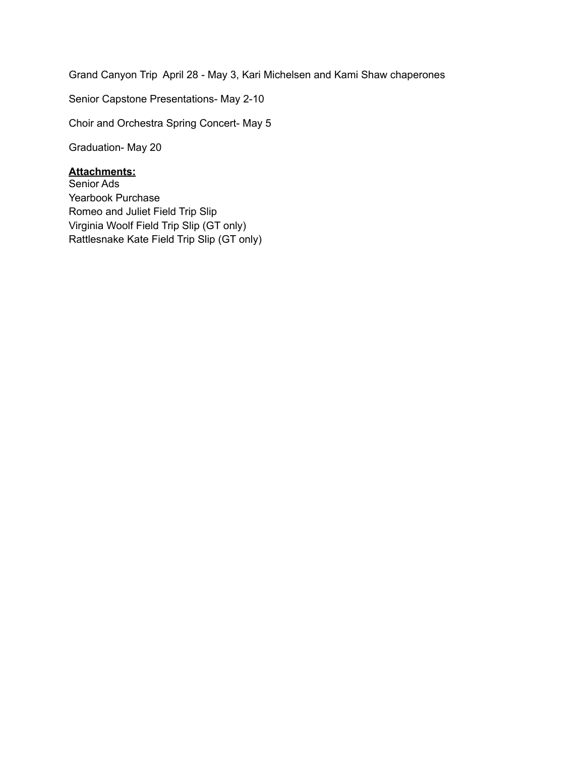Grand Canyon Trip  April 28 - May 3, Kari Michelsen and Kami Shaw chaperones

Senior Capstone Presentations- May 2-10

Choir and Orchestra Spring Concert- May 5

Graduation- May 20

**Attachments:**

Senior Ads
Yearbook Purchase
Romeo and Juliet Field Trip Slip
Virginia Woolf Field Trip Slip (GT only)
Rattlesnake Kate Field Trip Slip (GT only)